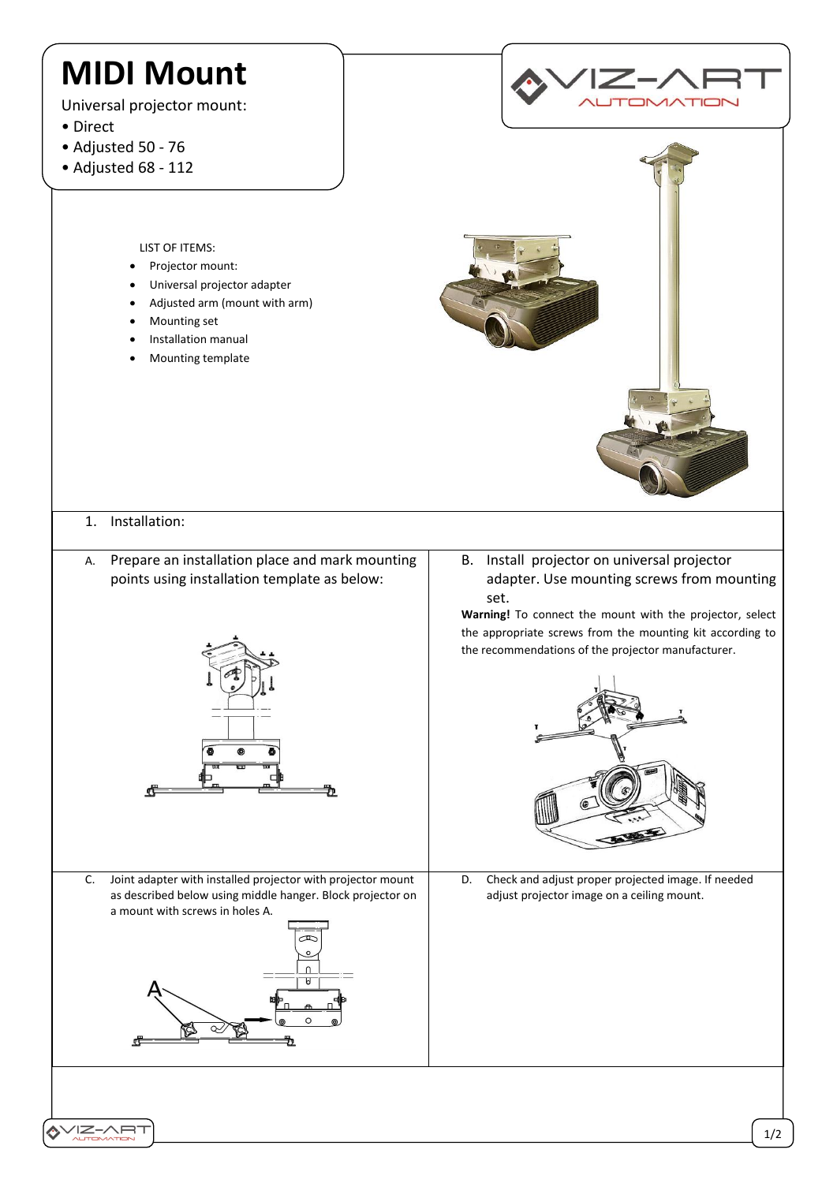# MIDI Mount

Universal projector mount:

- Direct
- Adjusted 50 - 76
- Adjusted 68 - 112

LIST OF ITEMS:

- Projector mount:
- Universal projector adapter
- Adjusted arm (mount with arm)
- Mounting set
- Installation manual
- Mounting template

1. Installation:

A. Prepare an installation place and mark mounting points using installation template as below:

B. Install projector on universal projector adapter. Use mounting screws from mounting set.

**Warning!** To connect the mount with the projector, select the appropriate screws from the mounting kit according to the recommendations of the projector manufacturer.

C. Joint adapter with installed projector with projector mount as described below using middle hanger. Block projector on a mount with screws in holes A.

D. Check and adjust proper projected image. If needed adjust projector image on a ceiling mount.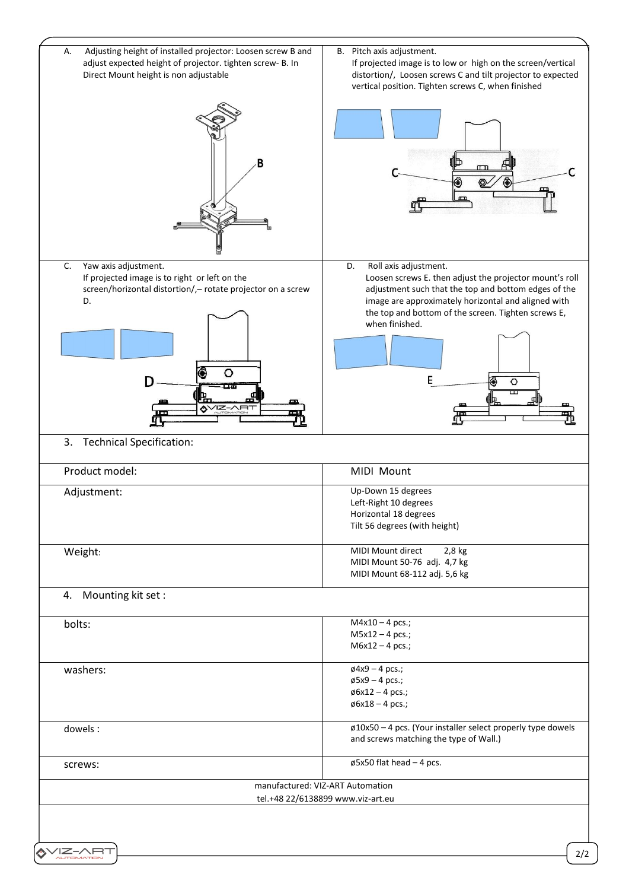A. Adjusting height of installed projector: Loosen screw B and adjust expected height of projector. tighten screw- B. In Direct Mount height is non adjustable

B

B. Pitch axis adjustment.
If projected image is to low or high on the screen/vertical distortion/, Loosen screws C and tilt projector to expected vertical position. Tighten screws C, when finished

C C

C. Yaw axis adjustment.
If projected image is to right or left on the screen/horizontal distortion/,– rotate projector on a screw D.

D

D. Roll axis adjustment.
Loosen screws E. then adjust the projector mount's roll adjustment such that the top and bottom edges of the image are approximately horizontal and aligned with the top and bottom of the screen. Tighten screws E, when finished.

E

## 3. Technical Specification:

| | |
|---|---|
| Product model: | MIDI Mount |
| Adjustment: | Up-Down 15 degrees<br>Left-Right 10 degrees<br>Horizontal 18 degrees<br>Tilt 56 degrees (with height) |
| Weight: | MIDI Mount direct 2,8 kg<br>MIDI Mount 50-76 adj. 4,7 kg<br>MIDI Mount 68-112 adj. 5,6 kg |

## 4. Mounting kit set :

| | |
|---|---|
| bolts: | M4x10 – 4 pcs.;<br>M5x12 – 4 pcs.;<br>M6x12 – 4 pcs.; |
| washers: | ø4x9 – 4 pcs.;<br>ø5x9 – 4 pcs.;<br>ø6x12 – 4 pcs.;<br>ø6x18 – 4 pcs.; |
| dowels : | ø10x50 – 4 pcs. (Your installer select properly type dowels and screws matching the type of Wall.) |
| screws: | ø5x50 flat head – 4 pcs. |

manufactured: VIZ-ART Automation
tel.+48 22/6138899 www.viz-art.eu